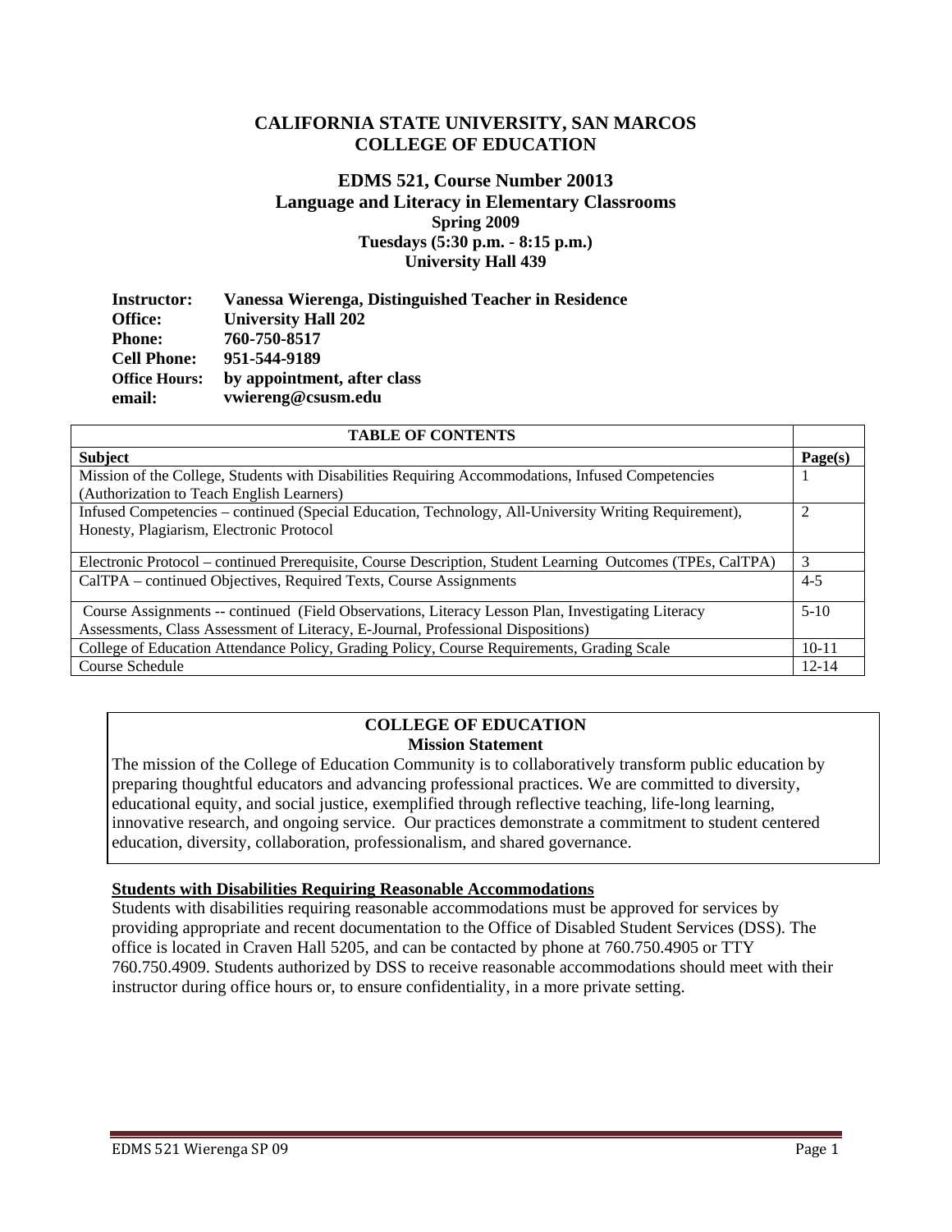# CALIFORNIA STATE UNIVERSITY, SAN MARCOS
# COLLEGE OF EDUCATION

## EDMS 521, Course Number 20013
## Language and Literacy in Elementary Classrooms
**Spring 2009**
**Tuesdays (5:30 p.m. - 8:15 p.m.)**
**University Hall 439**

**Instructor:** **Vanessa Wierenga, Distinguished Teacher in Residence**
**Office:** **University Hall 202**
**Phone:** **760-750-8517**
**Cell Phone:** **951-544-9189**
**Office Hours:** **by appointment, after class**
**email:** **vwiereng@csusm.edu**

| TABLE OF CONTENTS | |
|---|---|
| **Subject** | **Page(s)** |
| Mission of the College, Students with Disabilities Requiring Accommodations, Infused Competencies (Authorization to Teach English Learners) | 1 |
| Infused Competencies – continued (Special Education, Technology, All-University Writing Requirement), Honesty, Plagiarism, Electronic Protocol | 2 |
| Electronic Protocol – continued Prerequisite, Course Description, Student Learning Outcomes (TPEs, CalTPA) | 3 |
| CalTPA – continued Objectives, Required Texts, Course Assignments | 4-5 |
| Course Assignments -- continued (Field Observations, Literacy Lesson Plan, Investigating Literacy Assessments, Class Assessment of Literacy, E-Journal, Professional Dispositions) | 5-10 |
| College of Education Attendance Policy, Grading Policy, Course Requirements, Grading Scale | 10-11 |
| Course Schedule | 12-14 |

## COLLEGE OF EDUCATION
### Mission Statement

The mission of the College of Education Community is to collaboratively transform public education by preparing thoughtful educators and advancing professional practices. We are committed to diversity, educational equity, and social justice, exemplified through reflective teaching, life-long learning, innovative research, and ongoing service. Our practices demonstrate a commitment to student centered education, diversity, collaboration, professionalism, and shared governance.

### Students with Disabilities Requiring Reasonable Accommodations

Students with disabilities requiring reasonable accommodations must be approved for services by providing appropriate and recent documentation to the Office of Disabled Student Services (DSS). The office is located in Craven Hall 5205, and can be contacted by phone at 760.750.4905 or TTY 760.750.4909. Students authorized by DSS to receive reasonable accommodations should meet with their instructor during office hours or, to ensure confidentiality, in a more private setting.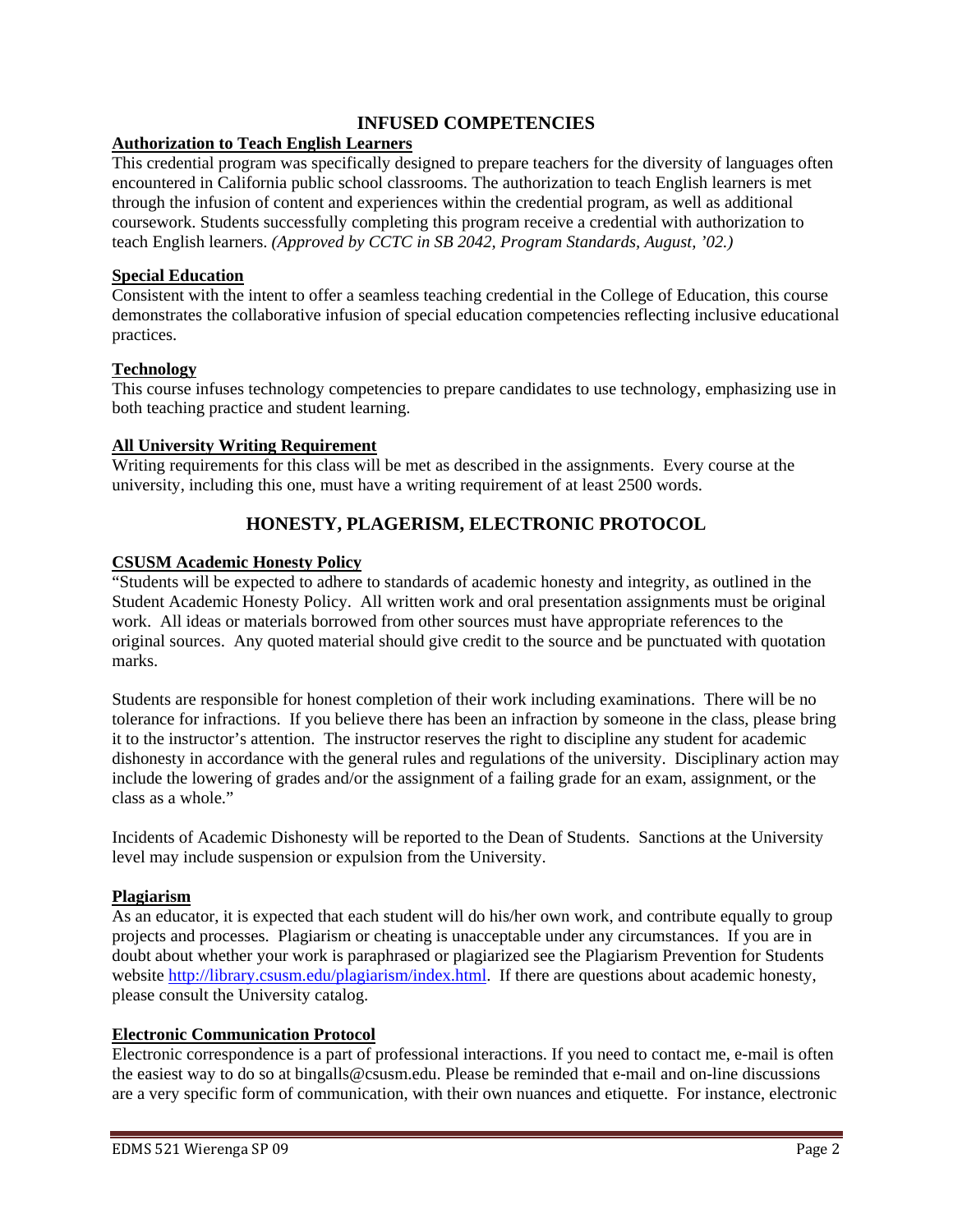## INFUSED COMPETENCIES

**Authorization to Teach English Learners**

This credential program was specifically designed to prepare teachers for the diversity of languages often encountered in California public school classrooms. The authorization to teach English learners is met through the infusion of content and experiences within the credential program, as well as additional coursework. Students successfully completing this program receive a credential with authorization to teach English learners. *(Approved by CCTC in SB 2042, Program Standards, August, '02.)*

**Special Education**

Consistent with the intent to offer a seamless teaching credential in the College of Education, this course demonstrates the collaborative infusion of special education competencies reflecting inclusive educational practices.

**Technology**

This course infuses technology competencies to prepare candidates to use technology, emphasizing use in both teaching practice and student learning.

**All University Writing Requirement**

Writing requirements for this class will be met as described in the assignments. Every course at the university, including this one, must have a writing requirement of at least 2500 words.

## HONESTY, PLAGERISM, ELECTRONIC PROTOCOL

**CSUSM Academic Honesty Policy**

"Students will be expected to adhere to standards of academic honesty and integrity, as outlined in the Student Academic Honesty Policy. All written work and oral presentation assignments must be original work. All ideas or materials borrowed from other sources must have appropriate references to the original sources. Any quoted material should give credit to the source and be punctuated with quotation marks.

Students are responsible for honest completion of their work including examinations. There will be no tolerance for infractions. If you believe there has been an infraction by someone in the class, please bring it to the instructor's attention. The instructor reserves the right to discipline any student for academic dishonesty in accordance with the general rules and regulations of the university. Disciplinary action may include the lowering of grades and/or the assignment of a failing grade for an exam, assignment, or the class as a whole."

Incidents of Academic Dishonesty will be reported to the Dean of Students. Sanctions at the University level may include suspension or expulsion from the University.

**Plagiarism**

As an educator, it is expected that each student will do his/her own work, and contribute equally to group projects and processes. Plagiarism or cheating is unacceptable under any circumstances. If you are in doubt about whether your work is paraphrased or plagiarized see the Plagiarism Prevention for Students website http://library.csusm.edu/plagiarism/index.html. If there are questions about academic honesty, please consult the University catalog.

**Electronic Communication Protocol**

Electronic correspondence is a part of professional interactions. If you need to contact me, e-mail is often the easiest way to do so at bingalls@csusm.edu. Please be reminded that e-mail and on-line discussions are a very specific form of communication, with their own nuances and etiquette. For instance, electronic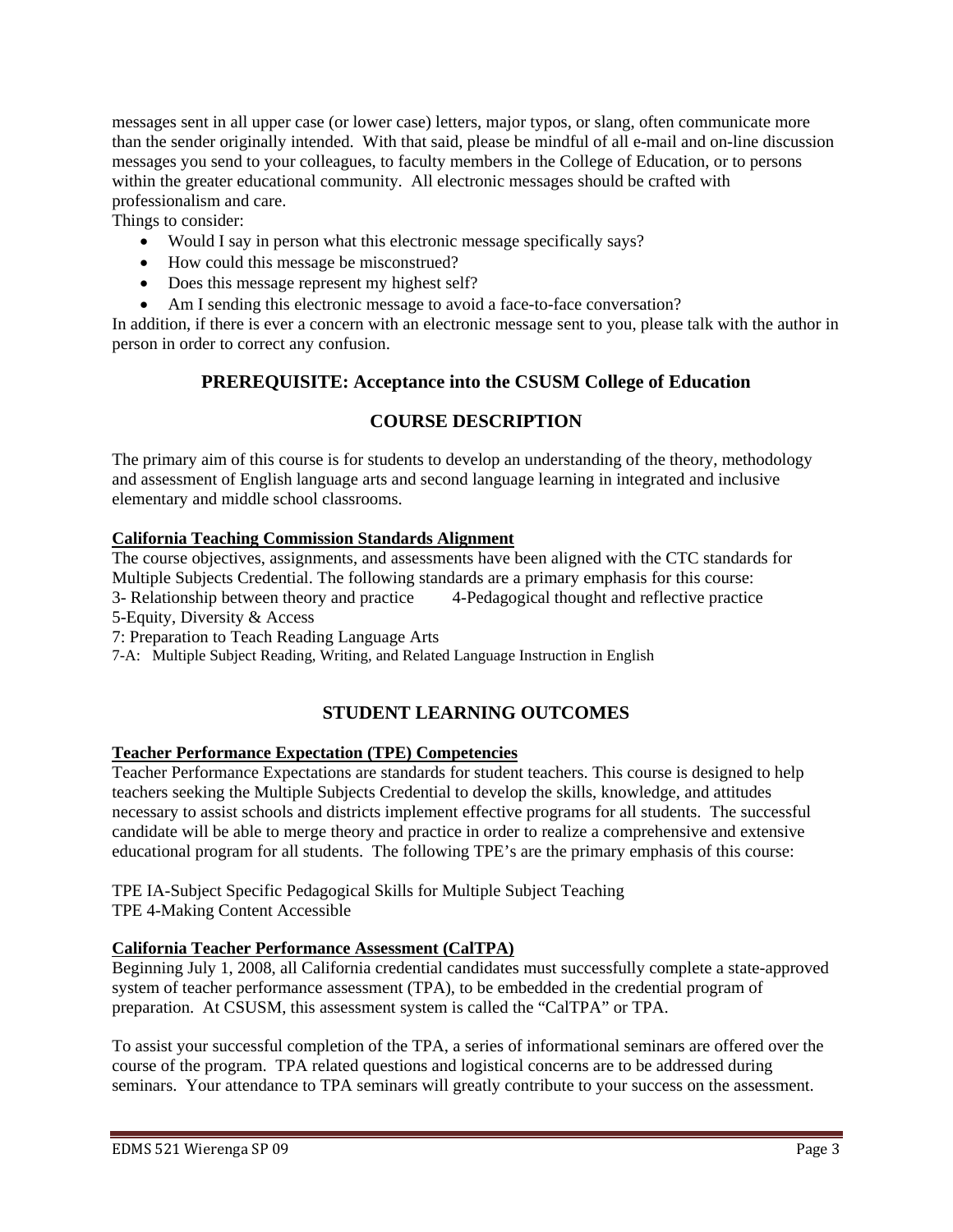messages sent in all upper case (or lower case) letters, major typos, or slang, often communicate more than the sender originally intended. With that said, please be mindful of all e-mail and on-line discussion messages you send to your colleagues, to faculty members in the College of Education, or to persons within the greater educational community. All electronic messages should be crafted with professionalism and care.

Things to consider:

- Would I say in person what this electronic message specifically says?
- How could this message be misconstrued?
- Does this message represent my highest self?
- Am I sending this electronic message to avoid a face-to-face conversation?

In addition, if there is ever a concern with an electronic message sent to you, please talk with the author in person in order to correct any confusion.

## PREREQUISITE: Acceptance into the CSUSM College of Education

## COURSE DESCRIPTION

The primary aim of this course is for students to develop an understanding of the theory, methodology and assessment of English language arts and second language learning in integrated and inclusive elementary and middle school classrooms.

**California Teaching Commission Standards Alignment**

The course objectives, assignments, and assessments have been aligned with the CTC standards for Multiple Subjects Credential. The following standards are a primary emphasis for this course:

3- Relationship between theory and practice 4-Pedagogical thought and reflective practice

5-Equity, Diversity & Access

7: Preparation to Teach Reading Language Arts

7-A: Multiple Subject Reading, Writing, and Related Language Instruction in English

## STUDENT LEARNING OUTCOMES

**Teacher Performance Expectation (TPE) Competencies**

Teacher Performance Expectations are standards for student teachers. This course is designed to help teachers seeking the Multiple Subjects Credential to develop the skills, knowledge, and attitudes necessary to assist schools and districts implement effective programs for all students. The successful candidate will be able to merge theory and practice in order to realize a comprehensive and extensive educational program for all students. The following TPE's are the primary emphasis of this course:

TPE IA-Subject Specific Pedagogical Skills for Multiple Subject Teaching

TPE 4-Making Content Accessible

**California Teacher Performance Assessment (CalTPA)**

Beginning July 1, 2008, all California credential candidates must successfully complete a state-approved system of teacher performance assessment (TPA), to be embedded in the credential program of preparation. At CSUSM, this assessment system is called the "CalTPA" or TPA.

To assist your successful completion of the TPA, a series of informational seminars are offered over the course of the program. TPA related questions and logistical concerns are to be addressed during seminars. Your attendance to TPA seminars will greatly contribute to your success on the assessment.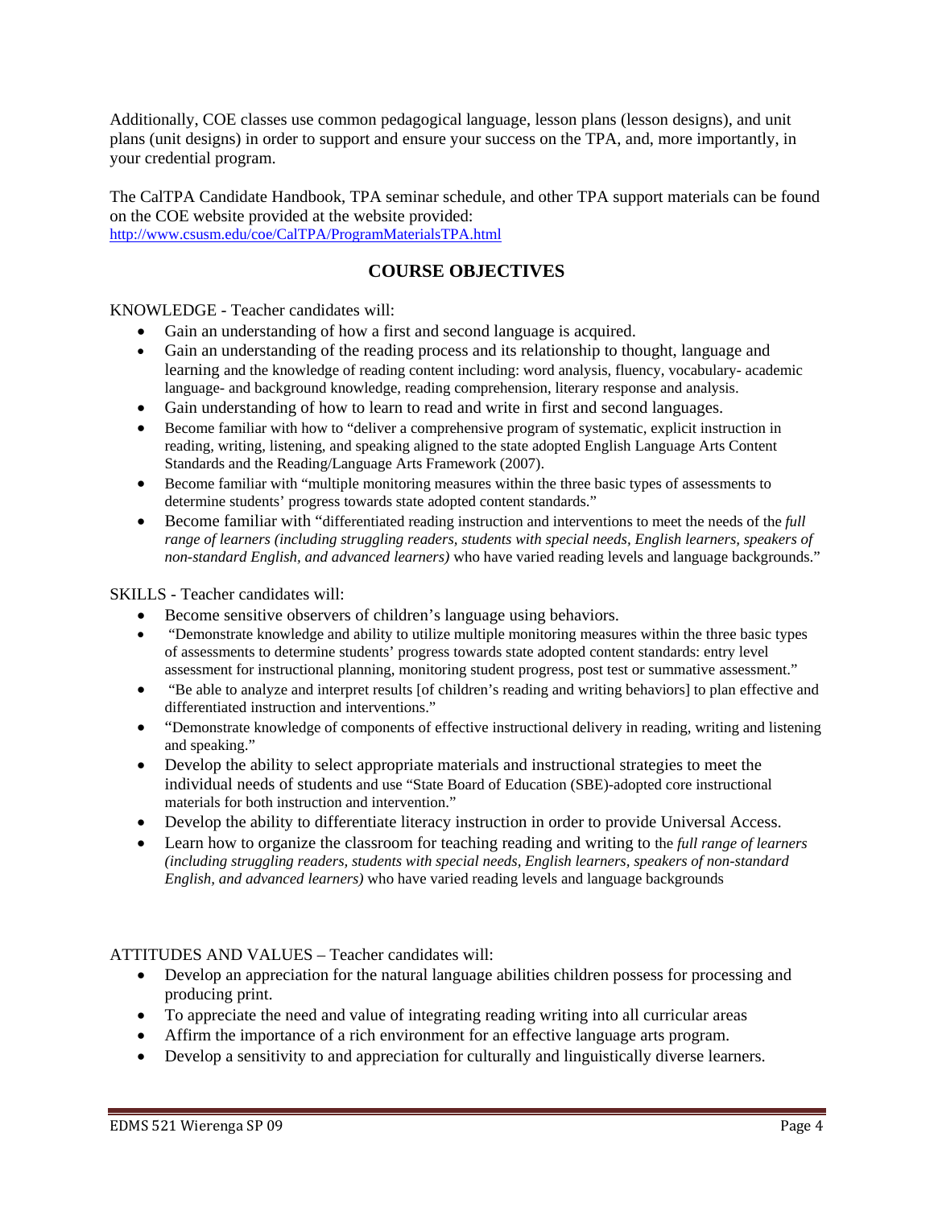Additionally, COE classes use common pedagogical language, lesson plans (lesson designs), and unit plans (unit designs) in order to support and ensure your success on the TPA, and, more importantly, in your credential program.

The CalTPA Candidate Handbook, TPA seminar schedule, and other TPA support materials can be found on the COE website provided at the website provided: http://www.csusm.edu/coe/CalTPA/ProgramMaterialsTPA.html

## COURSE OBJECTIVES

KNOWLEDGE - Teacher candidates will:

- Gain an understanding of how a first and second language is acquired.
- Gain an understanding of the reading process and its relationship to thought, language and learning and the knowledge of reading content including: word analysis, fluency, vocabulary- academic language- and background knowledge, reading comprehension, literary response and analysis.
- Gain understanding of how to learn to read and write in first and second languages.
- Become familiar with how to "deliver a comprehensive program of systematic, explicit instruction in reading, writing, listening, and speaking aligned to the state adopted English Language Arts Content Standards and the Reading/Language Arts Framework (2007).
- Become familiar with "multiple monitoring measures within the three basic types of assessments to determine students' progress towards state adopted content standards."
- Become familiar with "differentiated reading instruction and interventions to meet the needs of the *full range of learners (including struggling readers, students with special needs, English learners, speakers of non-standard English, and advanced learners)* who have varied reading levels and language backgrounds."

SKILLS - Teacher candidates will:

- Become sensitive observers of children's language using behaviors.
- "Demonstrate knowledge and ability to utilize multiple monitoring measures within the three basic types of assessments to determine students' progress towards state adopted content standards: entry level assessment for instructional planning, monitoring student progress, post test or summative assessment."
- "Be able to analyze and interpret results [of children's reading and writing behaviors] to plan effective and differentiated instruction and interventions."
- "Demonstrate knowledge of components of effective instructional delivery in reading, writing and listening and speaking."
- Develop the ability to select appropriate materials and instructional strategies to meet the individual needs of students and use "State Board of Education (SBE)-adopted core instructional materials for both instruction and intervention."
- Develop the ability to differentiate literacy instruction in order to provide Universal Access.
- Learn how to organize the classroom for teaching reading and writing to the *full range of learners (including struggling readers, students with special needs, English learners, speakers of non-standard English, and advanced learners)* who have varied reading levels and language backgrounds

ATTITUDES AND VALUES – Teacher candidates will:

- Develop an appreciation for the natural language abilities children possess for processing and producing print.
- To appreciate the need and value of integrating reading writing into all curricular areas
- Affirm the importance of a rich environment for an effective language arts program.
- Develop a sensitivity to and appreciation for culturally and linguistically diverse learners.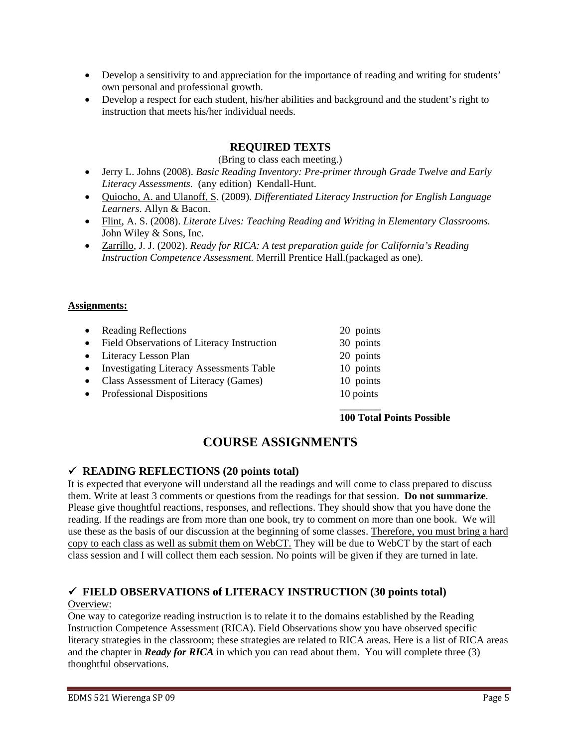- Develop a sensitivity to and appreciation for the importance of reading and writing for students' own personal and professional growth.
- Develop a respect for each student, his/her abilities and background and the student's right to instruction that meets his/her individual needs.

## REQUIRED TEXTS

(Bring to class each meeting.)

- Jerry L. Johns (2008). *Basic Reading Inventory: Pre-primer through Grade Twelve and Early Literacy Assessments.* (any edition) Kendall-Hunt.
- Quiocho, A. and Ulanoff, S. (2009). *Differentiated Literacy Instruction for English Language Learners*. Allyn & Bacon.
- Flint, A. S. (2008). *Literate Lives: Teaching Reading and Writing in Elementary Classrooms.* John Wiley & Sons, Inc.
- Zarrillo, J. J. (2002). *Ready for RICA: A test preparation guide for California's Reading Instruction Competence Assessment.* Merrill Prentice Hall.(packaged as one).

**Assignments:**

| Assignment | Points |
|---|---|
| Reading Reflections | 20 points |
| Field Observations of Literacy Instruction | 30 points |
| Literacy Lesson Plan | 20 points |
| Investigating Literacy Assessments Table | 10 points |
| Class Assessment of Literacy (Games) | 10 points |
| Professional Dispositions | 10 points |
| | **100 Total Points Possible** |

# COURSE ASSIGNMENTS

### ✓ READING REFLECTIONS (20 points total)

It is expected that everyone will understand all the readings and will come to class prepared to discuss them. Write at least 3 comments or questions from the readings for that session. **Do not summarize**. Please give thoughtful reactions, responses, and reflections. They should show that you have done the reading. If the readings are from more than one book, try to comment on more than one book. We will use these as the basis of our discussion at the beginning of some classes. Therefore, you must bring a hard copy to each class as well as submit them on WebCT. They will be due to WebCT by the start of each class session and I will collect them each session. No points will be given if they are turned in late.

### ✓ FIELD OBSERVATIONS of LITERACY INSTRUCTION (30 points total)

Overview:

One way to categorize reading instruction is to relate it to the domains established by the Reading Instruction Competence Assessment (RICA). Field Observations show you have observed specific literacy strategies in the classroom; these strategies are related to RICA areas. Here is a list of RICA areas and the chapter in ***Ready for RICA*** in which you can read about them. You will complete three (3) thoughtful observations.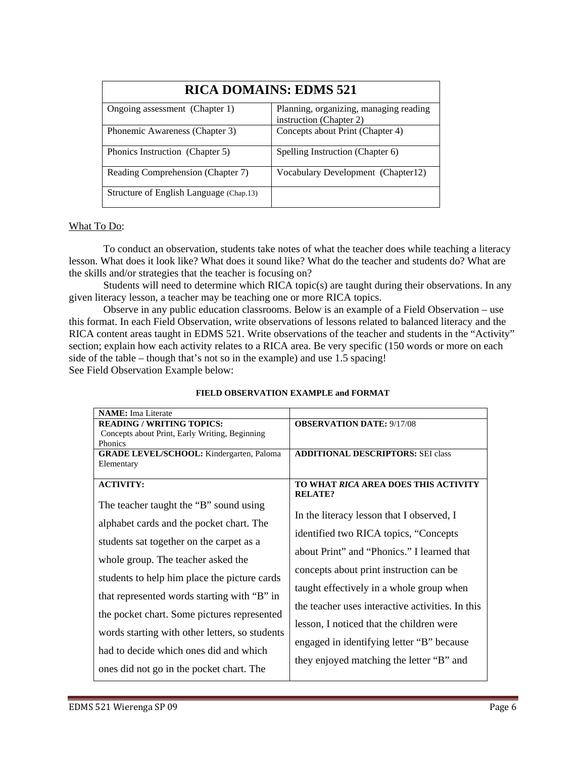| RICA DOMAINS: EDMS 521 | |
|---|---|
| Ongoing assessment (Chapter 1) | Planning, organizing, managing reading instruction (Chapter 2) |
| Phonemic Awareness (Chapter 3) | Concepts about Print (Chapter 4) |
| Phonics Instruction (Chapter 5) | Spelling Instruction (Chapter 6) |
| Reading Comprehension (Chapter 7) | Vocabulary Development (Chapter12) |
| Structure of English Language (Chap.13) | |

<u>What To Do</u>:

To conduct an observation, students take notes of what the teacher does while teaching a literacy lesson. What does it look like? What does it sound like? What do the teacher and students do? What are the skills and/or strategies that the teacher is focusing on?

Students will need to determine which RICA topic(s) are taught during their observations. In any given literacy lesson, a teacher may be teaching one or more RICA topics.

Observe in any public education classrooms. Below is an example of a Field Observation – use this format. In each Field Observation, write observations of lessons related to balanced literacy and the RICA content areas taught in EDMS 521. Write observations of the teacher and students in the "Activity" section; explain how each activity relates to a RICA area. Be very specific (150 words or more on each side of the table – though that's not so in the example) and use 1.5 spacing!

See Field Observation Example below:

**FIELD OBSERVATION EXAMPLE and FORMAT**

| **NAME:** Ima Literate | |
|---|---|
| **READING / WRITING TOPICS:** Concepts about Print, Early Writing, Beginning Phonics | **OBSERVATION DATE:** 9/17/08 |
| **GRADE LEVEL/SCHOOL:** Kindergarten, Paloma Elementary | **ADDITIONAL DESCRIPTORS:** SEI class |
| **ACTIVITY:** The teacher taught the "B" sound using alphabet cards and the pocket chart. The students sat together on the carpet as a whole group. The teacher asked the students to help him place the picture cards that represented words starting with "B" in the pocket chart. Some pictures represented words starting with other letters, so students had to decide which ones did and which ones did not go in the pocket chart. The | **TO WHAT *RICA* AREA DOES THIS ACTIVITY RELATE?** In the literacy lesson that I observed, I identified two RICA topics, "Concepts about Print" and "Phonics." I learned that concepts about print instruction can be taught effectively in a whole group when the teacher uses interactive activities. In this lesson, I noticed that the children were engaged in identifying letter "B" because they enjoyed matching the letter "B" and |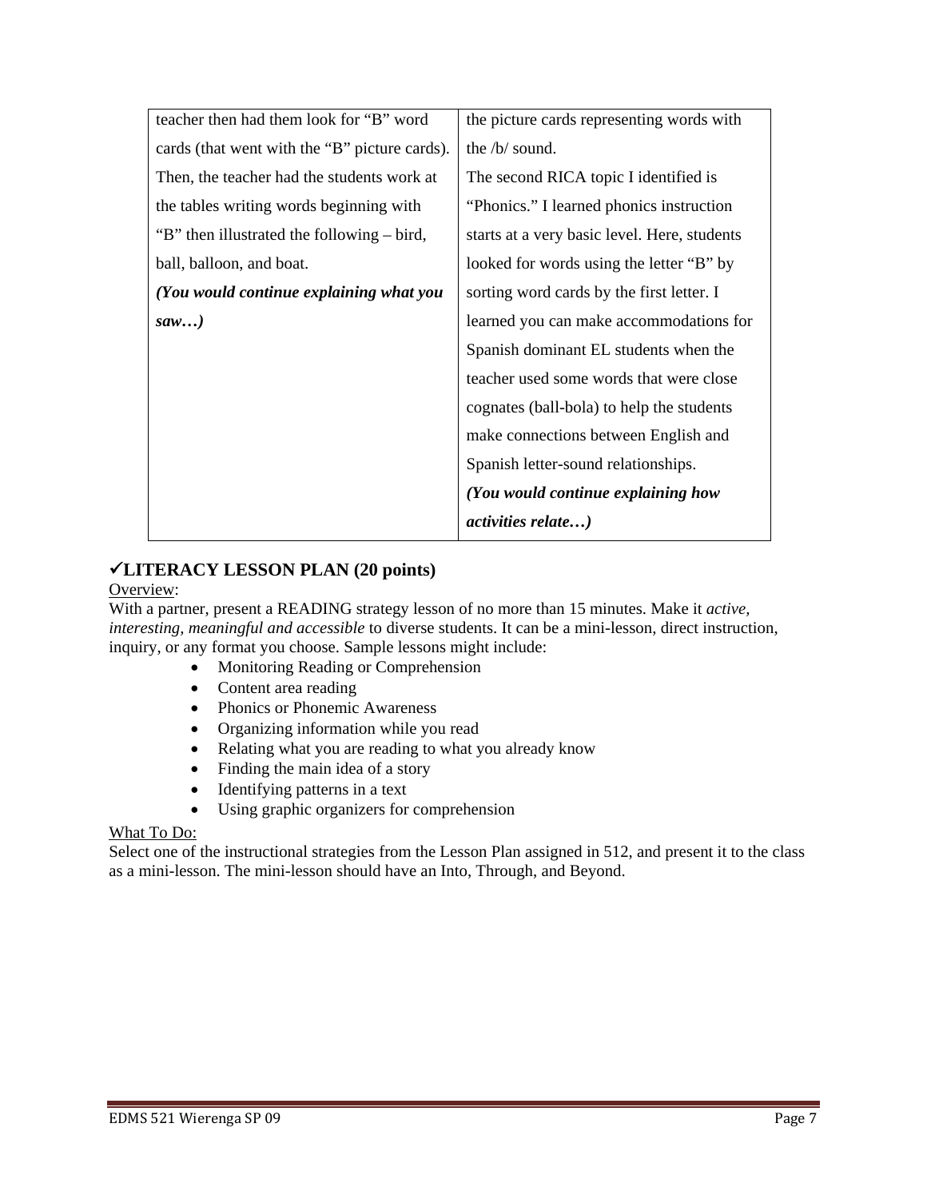| | |
|---|---|
| teacher then had them look for "B" word cards (that went with the "B" picture cards). Then, the teacher had the students work at the tables writing words beginning with "B" then illustrated the following – bird, ball, balloon, and boat. ***(You would continue explaining what you saw…)*** | the picture cards representing words with the /b/ sound. The second RICA topic I identified is "Phonics." I learned phonics instruction starts at a very basic level. Here, students looked for words using the letter "B" by sorting word cards by the first letter. I learned you can make accommodations for Spanish dominant EL students when the teacher used some words that were close cognates (ball-bola) to help the students make connections between English and Spanish letter-sound relationships. ***(You would continue explaining how activities relate…)*** |

## ✓LITERACY LESSON PLAN (20 points)

<u>Overview</u>:

With a partner, present a READING strategy lesson of no more than 15 minutes. Make it *active, interesting, meaningful and accessible* to diverse students. It can be a mini-lesson, direct instruction, inquiry, or any format you choose. Sample lessons might include:

- Monitoring Reading or Comprehension
- Content area reading
- Phonics or Phonemic Awareness
- Organizing information while you read
- Relating what you are reading to what you already know
- Finding the main idea of a story
- Identifying patterns in a text
- Using graphic organizers for comprehension

<u>What To Do:</u>

Select one of the instructional strategies from the Lesson Plan assigned in 512, and present it to the class as a mini-lesson. The mini-lesson should have an Into, Through, and Beyond.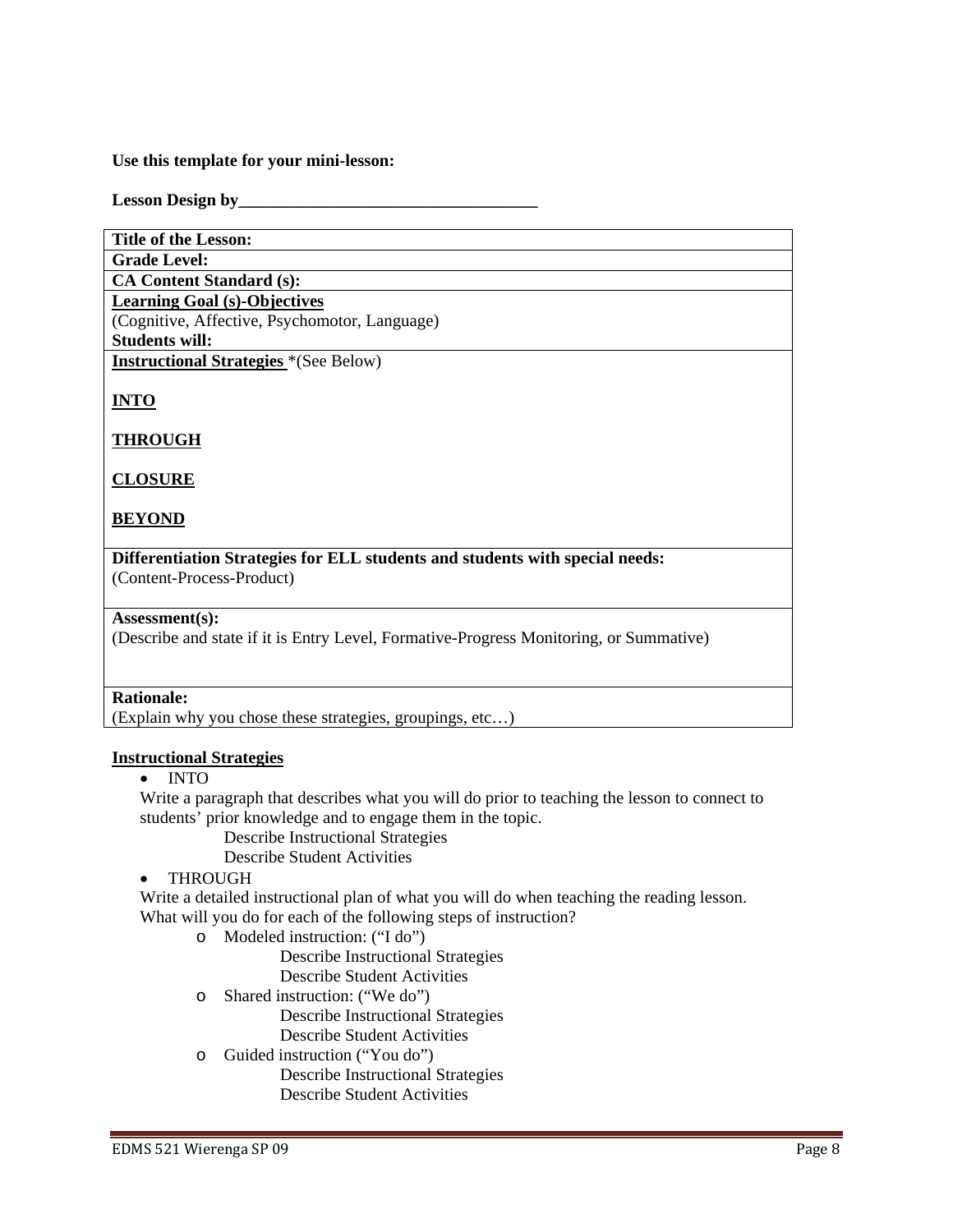**Use this template for your mini-lesson:**

**Lesson Design by___________________________________**

| **Title of the Lesson:** |
|---|
| **Grade Level:** |
| **CA Content Standard (s):** |
| **<u>Learning Goal (s)-Objectives</u>**<br>(Cognitive, Affective, Psychomotor, Language)<br>**Students will:** |
| **<u>Instructional Strategies</u>** *(See Below)<br><br>**<u>INTO</u>**<br><br>**<u>THROUGH</u>**<br><br>**<u>CLOSURE</u>**<br><br>**<u>BEYOND</u>** |
| **Differentiation Strategies for ELL students and students with special needs:**<br>(Content-Process-Product) |
| **Assessment(s):**<br>(Describe and state if it is Entry Level, Formative-Progress Monitoring, or Summative) |
| **Rationale:**<br>(Explain why you chose these strategies, groupings, etc…) |

**<u>Instructional Strategies</u>**

- INTO
  Write a paragraph that describes what you will do prior to teaching the lesson to connect to students' prior knowledge and to engage them in the topic.
  - Describe Instructional Strategies
  - Describe Student Activities
- THROUGH
  Write a detailed instructional plan of what you will do when teaching the reading lesson. What will you do for each of the following steps of instruction?
  - Modeled instruction: ("I do")
    - Describe Instructional Strategies
    - Describe Student Activities
  - Shared instruction: ("We do")
    - Describe Instructional Strategies
    - Describe Student Activities
  - Guided instruction ("You do")
    - Describe Instructional Strategies
    - Describe Student Activities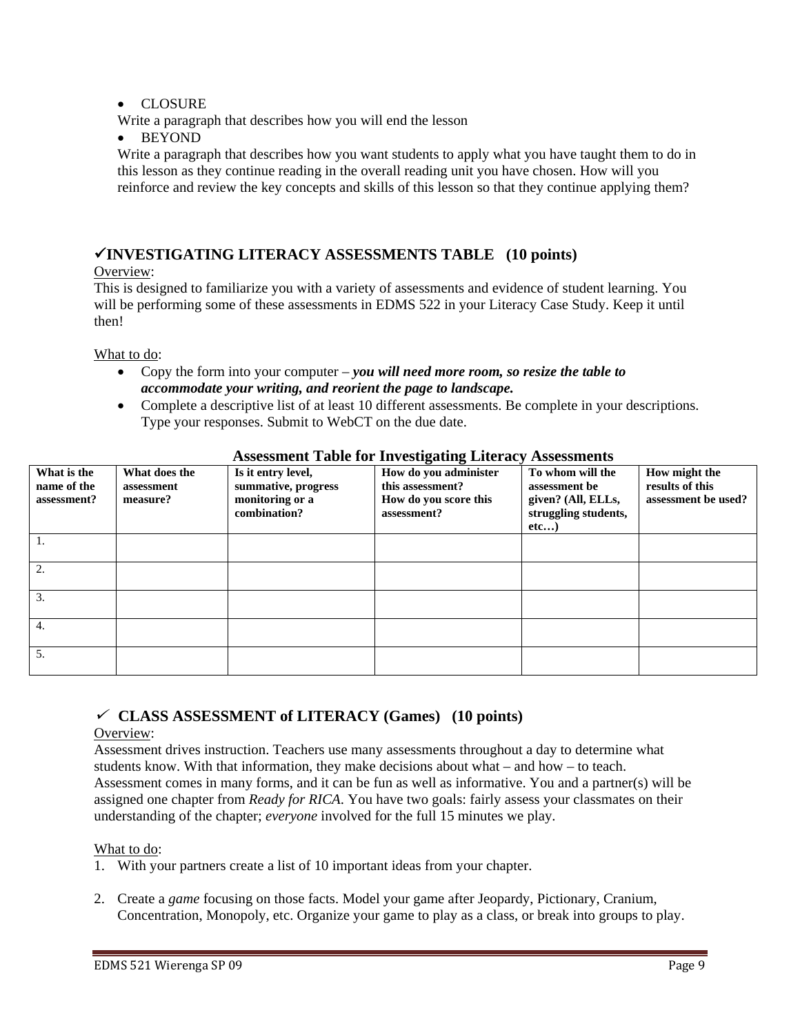- CLOSURE

Write a paragraph that describes how you will end the lesson

- BEYOND

Write a paragraph that describes how you want students to apply what you have taught them to do in this lesson as they continue reading in the overall reading unit you have chosen. How will you reinforce and review the key concepts and skills of this lesson so that they continue applying them?

## ✓INVESTIGATING LITERACY ASSESSMENTS TABLE (10 points)

Overview:

This is designed to familiarize you with a variety of assessments and evidence of student learning. You will be performing some of these assessments in EDMS 522 in your Literacy Case Study. Keep it until then!

What to do:

- Copy the form into your computer – ***you will need more room, so resize the table to accommodate your writing, and reorient the page to landscape.***
- Complete a descriptive list of at least 10 different assessments. Be complete in your descriptions. Type your responses. Submit to WebCT on the due date.

**Assessment Table for Investigating Literacy Assessments**

| What is the name of the assessment? | What does the assessment measure? | Is it entry level, summative, progress monitoring or a combination? | How do you administer this assessment? How do you score this assessment? | To whom will the assessment be given? (All, ELLs, struggling students, etc…) | How might the results of this assessment be used? |
|---|---|---|---|---|---|
| 1. | | | | | |
| 2. | | | | | |
| 3. | | | | | |
| 4. | | | | | |
| 5. | | | | | |

## ✓ CLASS ASSESSMENT of LITERACY (Games) (10 points)

Overview:

Assessment drives instruction. Teachers use many assessments throughout a day to determine what students know. With that information, they make decisions about what – and how – to teach. Assessment comes in many forms, and it can be fun as well as informative. You and a partner(s) will be assigned one chapter from *Ready for RICA*. You have two goals: fairly assess your classmates on their understanding of the chapter; *everyone* involved for the full 15 minutes we play.

What to do:

1. With your partners create a list of 10 important ideas from your chapter.
2. Create a *game* focusing on those facts. Model your game after Jeopardy, Pictionary, Cranium, Concentration, Monopoly, etc. Organize your game to play as a class, or break into groups to play.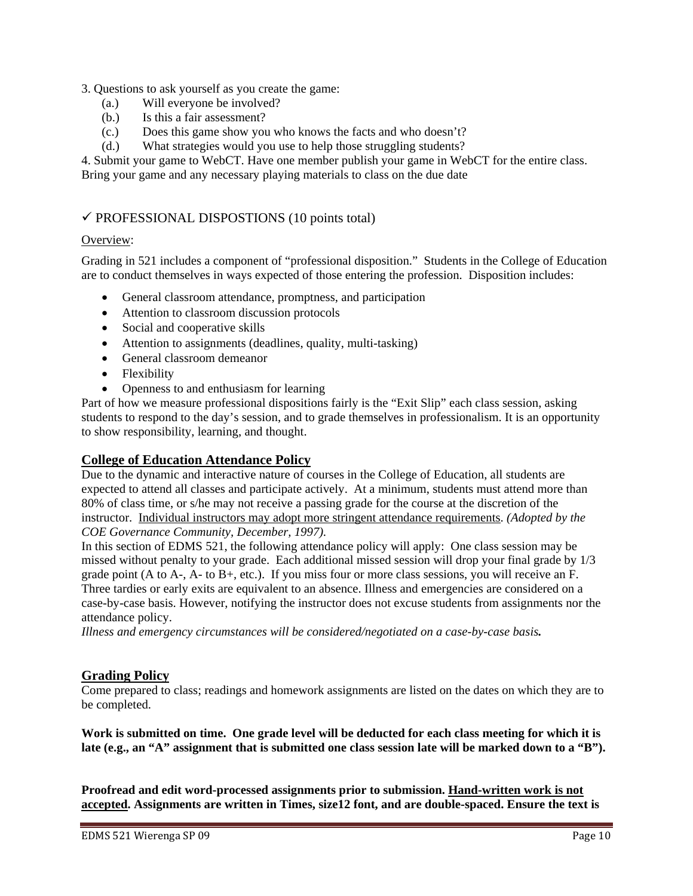3. Questions to ask yourself as you create the game:
   - (a.) Will everyone be involved?
   - (b.) Is this a fair assessment?
   - (c.) Does this game show you who knows the facts and who doesn't?
   - (d.) What strategies would you use to help those struggling students?

4. Submit your game to WebCT. Have one member publish your game in WebCT for the entire class. Bring your game and any necessary playing materials to class on the due date

## ✓ PROFESSIONAL DISPOSTIONS (10 points total)

Overview:

Grading in 521 includes a component of "professional disposition." Students in the College of Education are to conduct themselves in ways expected of those entering the profession. Disposition includes:

- General classroom attendance, promptness, and participation
- Attention to classroom discussion protocols
- Social and cooperative skills
- Attention to assignments (deadlines, quality, multi-tasking)
- General classroom demeanor
- Flexibility
- Openness to and enthusiasm for learning

Part of how we measure professional dispositions fairly is the "Exit Slip" each class session, asking students to respond to the day's session, and to grade themselves in professionalism. It is an opportunity to show responsibility, learning, and thought.

### College of Education Attendance Policy

Due to the dynamic and interactive nature of courses in the College of Education, all students are expected to attend all classes and participate actively. At a minimum, students must attend more than 80% of class time, or s/he may not receive a passing grade for the course at the discretion of the instructor. Individual instructors may adopt more stringent attendance requirements. *(Adopted by the COE Governance Community, December, 1997).*

In this section of EDMS 521, the following attendance policy will apply: One class session may be missed without penalty to your grade. Each additional missed session will drop your final grade by 1/3 grade point (A to A-, A- to B+, etc.). If you miss four or more class sessions, you will receive an F. Three tardies or early exits are equivalent to an absence. Illness and emergencies are considered on a case-by-case basis. However, notifying the instructor does not excuse students from assignments nor the attendance policy.

*Illness and emergency circumstances will be considered/negotiated on a case-by-case basis.*

### Grading Policy

Come prepared to class; readings and homework assignments are listed on the dates on which they are to be completed.

**Work is submitted on time. One grade level will be deducted for each class meeting for which it is late (e.g., an "A" assignment that is submitted one class session late will be marked down to a "B").**

**Proofread and edit word-processed assignments prior to submission. Hand-written work is not accepted. Assignments are written in Times, size12 font, and are double-spaced. Ensure the text is**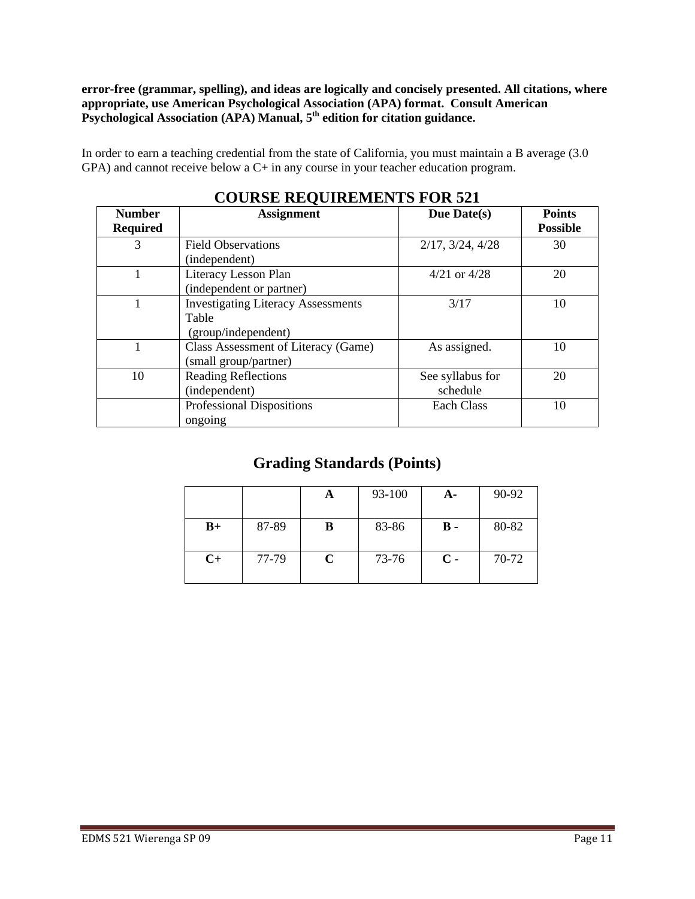**error-free (grammar, spelling), and ideas are logically and concisely presented. All citations, where appropriate, use American Psychological Association (APA) format. Consult American Psychological Association (APA) Manual, 5th edition for citation guidance.**

In order to earn a teaching credential from the state of California, you must maintain a B average (3.0 GPA) and cannot receive below a C+ in any course in your teacher education program.

## COURSE REQUIREMENTS FOR 521

| Number Required | Assignment | Due Date(s) | Points Possible |
|---|---|---|---|
| 3 | Field Observations (independent) | 2/17, 3/24, 4/28 | 30 |
| 1 | Literacy Lesson Plan (independent or partner) | 4/21 or 4/28 | 20 |
| 1 | Investigating Literacy Assessments Table (group/independent) | 3/17 | 10 |
| 1 | Class Assessment of Literacy (Game) (small group/partner) | As assigned. | 10 |
| 10 | Reading Reflections (independent) | See syllabus for schedule | 20 |
| | Professional Dispositions ongoing | Each Class | 10 |

## Grading Standards (Points)

| | | | | | |
|---|---|---|---|---|---|
| | | **A** | 93-100 | **A-** | 90-92 |
| **B+** | 87-89 | **B** | 83-86 | **B -** | 80-82 |
| **C+** | 77-79 | **C** | 73-76 | **C -** | 70-72 |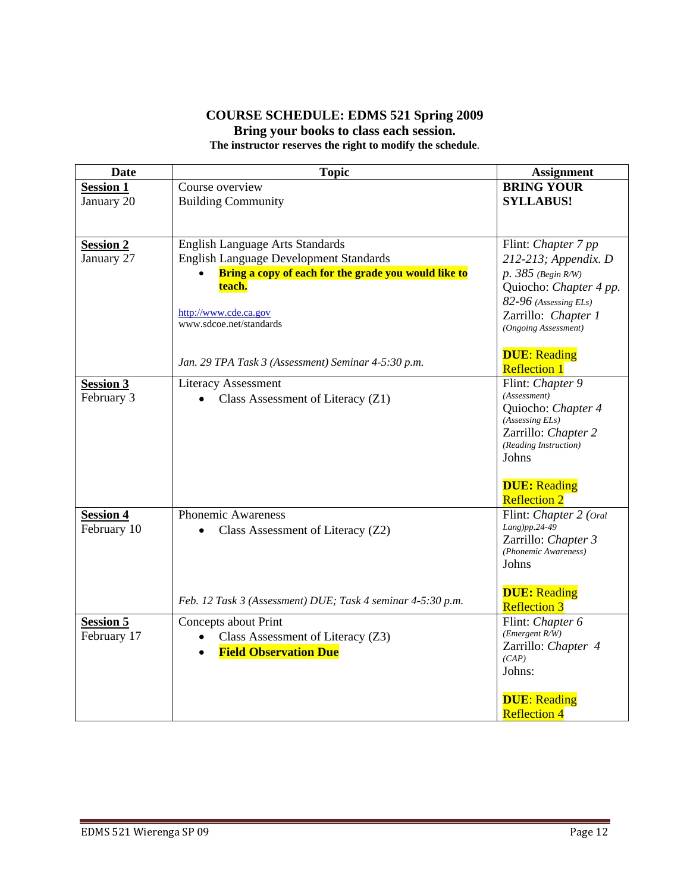**COURSE SCHEDULE: EDMS 521 Spring 2009**

**Bring your books to class each session.**

**The instructor reserves the right to modify the schedule.**

| Date | Topic | Assignment |
|---|---|---|
| **Session 1** January 20 | Course overview<br>Building Community | **BRING YOUR SYLLABUS!** |
| **Session 2** January 27 | English Language Arts Standards<br>English Language Development Standards<br>• **Bring a copy of each for the grade you would like to teach.**<br><br>http://www.cde.ca.gov<br>www.sdcoe.net/standards<br><br>*Jan. 29 TPA Task 3 (Assessment) Seminar 4-5:30 p.m.* | Flint: *Chapter 7 pp 212-213; Appendix. D p. 385 (Begin R/W)*<br>Quiocho: *Chapter 4 pp. 82-96 (Assessing ELs)*<br>Zarrillo: *Chapter 1 (Ongoing Assessment)*<br><br>**DUE**: Reading Reflection 1 |
| **Session 3** February 3 | Literacy Assessment<br>• Class Assessment of Literacy (Z1) | Flint: *Chapter 9 (Assessment)*<br>Quiocho: *Chapter 4 (Assessing ELs)*<br>Zarrillo: *Chapter 2 (Reading Instruction)*<br>Johns<br><br>**DUE:** Reading Reflection 2 |
| **Session 4** February 10 | Phonemic Awareness<br>• Class Assessment of Literacy (Z2)<br><br>*Feb. 12 Task 3 (Assessment) DUE; Task 4 seminar 4-5:30 p.m.* | Flint: *Chapter 2 (Oral Lang)pp.24-49*<br>Zarrillo: *Chapter 3 (Phonemic Awareness)*<br>Johns<br><br>**DUE:** Reading Reflection 3 |
| **Session 5** February 17 | Concepts about Print<br>• Class Assessment of Literacy (Z3)<br>• **Field Observation Due** | Flint: *Chapter 6 (Emergent R/W)*<br>Zarrillo: *Chapter 4 (CAP)*<br>Johns:<br><br>**DUE**: Reading Reflection 4 |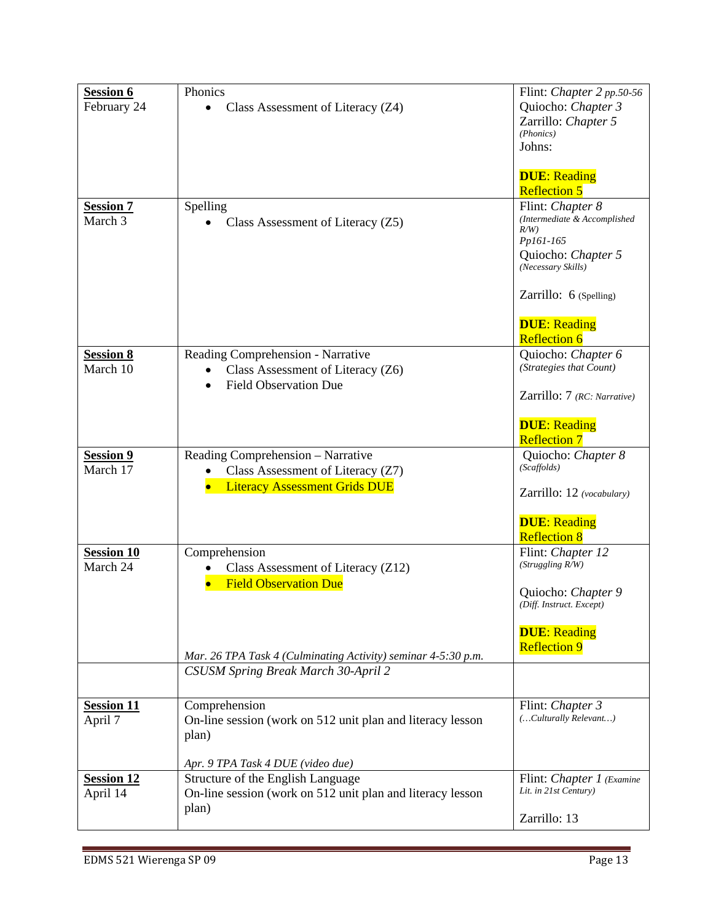| **Session 6** February 24 | Phonics<br>• Class Assessment of Literacy (Z4) | Flint: *Chapter 2 pp.50-56*<br>Quiocho: *Chapter 3*<br>Zarrillo: *Chapter 5* *(Phonics)*<br>Johns:<br><br>**DUE**: Reading Reflection 5 |
|---|---|---|
| **Session 7** March 3 | Spelling<br>• Class Assessment of Literacy (Z5) | Flint: *Chapter 8* *(Intermediate & Accomplished R/W) Pp161-165*<br>Quiocho: *Chapter 5* *(Necessary Skills)*<br><br>Zarrillo: 6 (Spelling)<br><br>**DUE**: Reading Reflection 6 |
| **Session 8** March 10 | Reading Comprehension - Narrative<br>• Class Assessment of Literacy (Z6)<br>• Field Observation Due | Quiocho: *Chapter 6* *(Strategies that Count)*<br><br>Zarrillo: 7 *(RC: Narrative)*<br><br>**DUE**: Reading Reflection 7 |
| **Session 9** March 17 | Reading Comprehension – Narrative<br>• Class Assessment of Literacy (Z7)<br>• Literacy Assessment Grids DUE | Quiocho: *Chapter 8* *(Scaffolds)*<br><br>Zarrillo: 12 *(vocabulary)*<br><br>**DUE**: Reading Reflection 8 |
| **Session 10** March 24 | Comprehension<br>• Class Assessment of Literacy (Z12)<br>• Field Observation Due<br><br>*Mar. 26 TPA Task 4 (Culminating Activity) seminar 4-5:30 p.m.* | Flint: *Chapter 12* *(Struggling R/W)*<br><br>Quiocho: *Chapter 9* *(Diff. Instruct. Except)*<br><br>**DUE**: Reading Reflection 9 |
| | *CSUSM Spring Break March 30-April 2* | |
| **Session 11** April 7 | Comprehension<br>On-line session (work on 512 unit plan and literacy lesson plan)<br><br>*Apr. 9 TPA Task 4 DUE (video due)* | Flint: *Chapter 3* *(…Culturally Relevant…)* |
| **Session 12** April 14 | Structure of the English Language<br>On-line session (work on 512 unit plan and literacy lesson plan) | Flint: *Chapter 1* *(Examine Lit. in 21st Century)*<br><br>Zarrillo: 13 |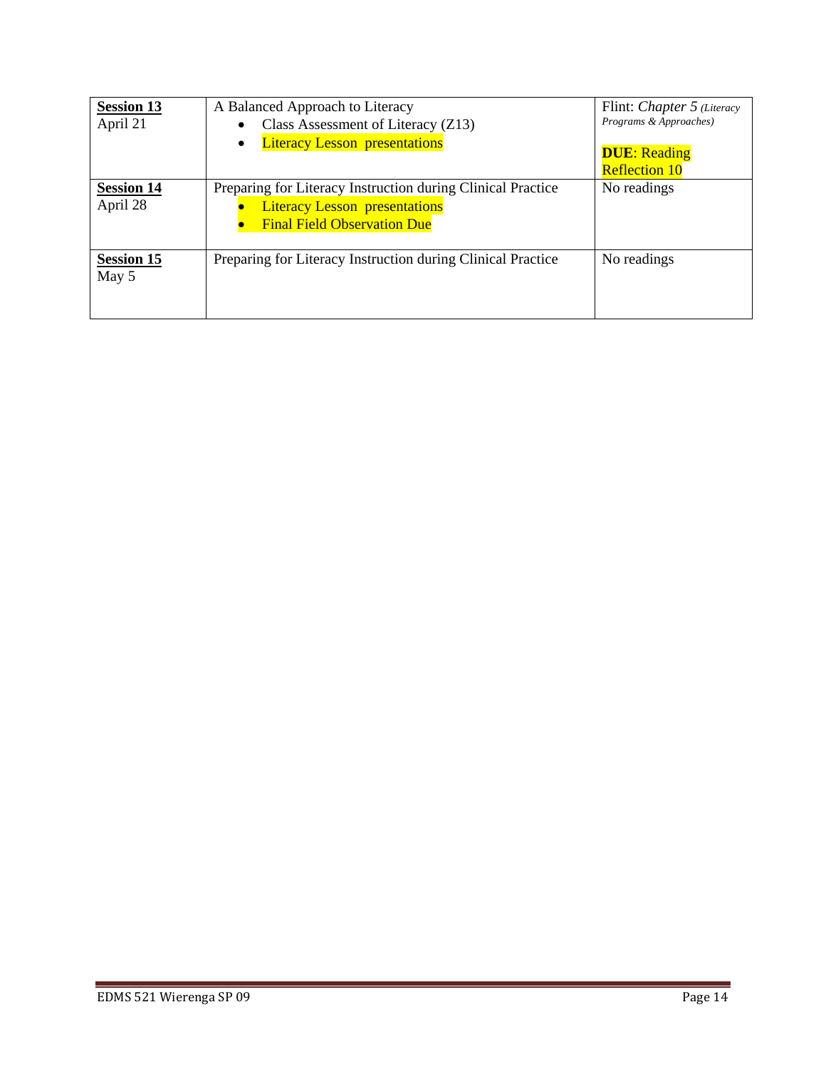| | | |
|---|---|---|
| **Session 13**<br>April 21 | A Balanced Approach to Literacy<br>• Class Assessment of Literacy (Z13)<br>• Literacy Lesson presentations | Flint: *Chapter 5* *(Literacy Programs & Approaches)*<br><br>**DUE**: Reading Reflection 10 |
| **Session 14**<br>April 28 | Preparing for Literacy Instruction during Clinical Practice<br>• Literacy Lesson presentations<br>• Final Field Observation Due | No readings |
| **Session 15**<br>May 5 | Preparing for Literacy Instruction during Clinical Practice | No readings |